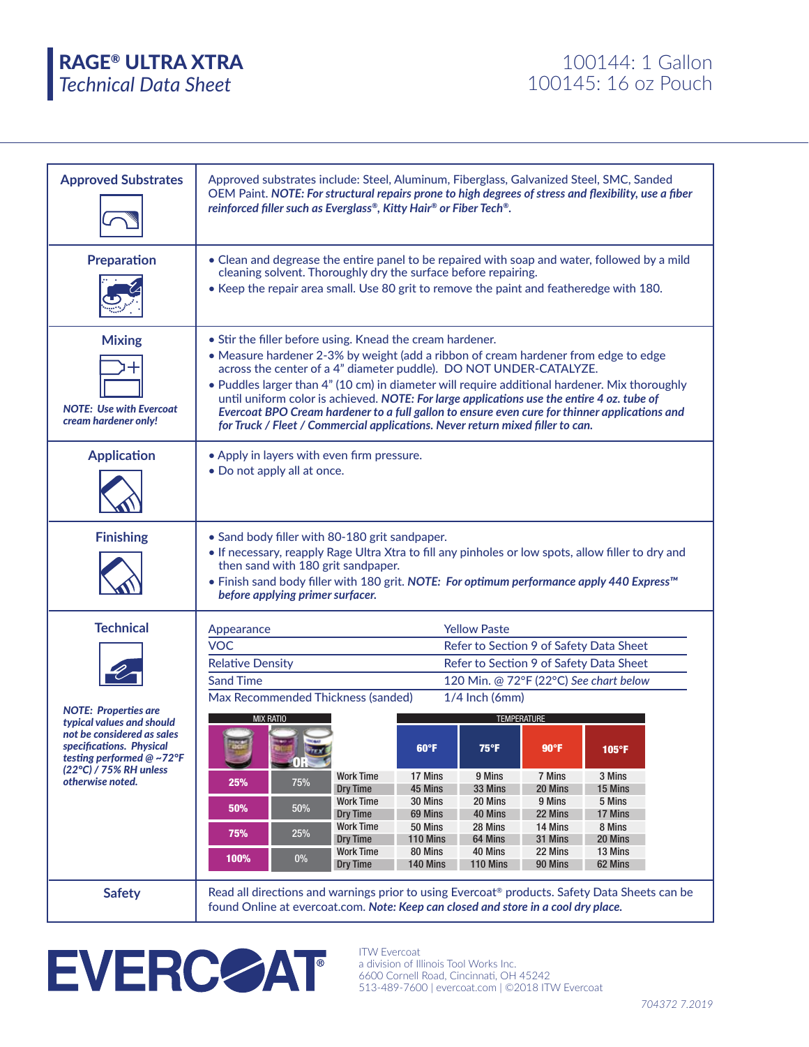# RAGE® ULTRA XTRA
*Technical Data Sheet*

100144: 1 Gallon
100145: 16 oz Pouch

## Approved Substrates

Approved substrates include: Steel, Aluminum, Fiberglass, Galvanized Steel, SMC, Sanded OEM Paint. ***NOTE: For structural repairs prone to high degrees of stress and flexibility, use a fiber reinforced filler such as Everglass®, Kitty Hair® or Fiber Tech®.***

## Preparation

- Clean and degrease the entire panel to be repaired with soap and water, followed by a mild cleaning solvent. Thoroughly dry the surface before repairing.
- Keep the repair area small. Use 80 grit to remove the paint and featheredge with 180.

## Mixing

***NOTE: Use with Evercoat cream hardener only!***

- Stir the filler before using. Knead the cream hardener.
- Measure hardener 2-3% by weight (add a ribbon of cream hardener from edge to edge across the center of a 4" diameter puddle). DO NOT UNDER-CATALYZE.
- Puddles larger than 4" (10 cm) in diameter will require additional hardener. Mix thoroughly until uniform color is achieved. ***NOTE: For large applications use the entire 4 oz. tube of Evercoat BPO Cream hardener to a full gallon to ensure even cure for thinner applications and for Truck / Fleet / Commercial applications. Never return mixed filler to can.***

## Application

- Apply in layers with even firm pressure.
- Do not apply all at once.

## Finishing

- Sand body filler with 80-180 grit sandpaper.
- If necessary, reapply Rage Ultra Xtra to fill any pinholes or low spots, allow filler to dry and then sand with 180 grit sandpaper.
- Finish sand body filler with 180 grit. ***NOTE: For optimum performance apply 440 Express™ before applying primer surfacer.***

## Technical

***NOTE: Properties are typical values and should not be considered as sales specifications. Physical testing performed @ ~72°F (22°C) / 75% RH unless otherwise noted.***

| Property | Value |
|---|---|
| Appearance | Yellow Paste |
| VOC | Refer to Section 9 of Safety Data Sheet |
| Relative Density | Refer to Section 9 of Safety Data Sheet |
| Sand Time | 120 Min. @ 72°F (22°C) *See chart below* |
| Max Recommended Thickness (sanded) | 1/4 Inch (6mm) |

| MIX RATIO | | | TEMPERATURE | | | |
|---|---|---|---|---|---|---|
| Rage | OR Other | | 60°F | 75°F | 90°F | 105°F |
| 25% | 75% | Work Time | 17 Mins | 9 Mins | 7 Mins | 3 Mins |
| | | Dry Time | 45 Mins | 33 Mins | 20 Mins | 15 Mins |
| 50% | 50% | Work Time | 30 Mins | 20 Mins | 9 Mins | 5 Mins |
| | | Dry Time | 69 Mins | 40 Mins | 22 Mins | 17 Mins |
| 75% | 25% | Work Time | 50 Mins | 28 Mins | 14 Mins | 8 Mins |
| | | Dry Time | 110 Mins | 64 Mins | 31 Mins | 20 Mins |
| 100% | 0% | Work Time | 80 Mins | 40 Mins | 22 Mins | 13 Mins |
| | | Dry Time | 140 Mins | 110 Mins | 90 Mins | 62 Mins |

## Safety

Read all directions and warnings prior to using Evercoat® products. Safety Data Sheets can be found Online at evercoat.com. ***Note: Keep can closed and store in a cool dry place.***

EVERCOAT®

ITW Evercoat
a division of Illinois Tool Works Inc.
6600 Cornell Road, Cincinnati, OH 45242
513-489-7600 | evercoat.com | ©2018 ITW Evercoat

*704372 7.2019*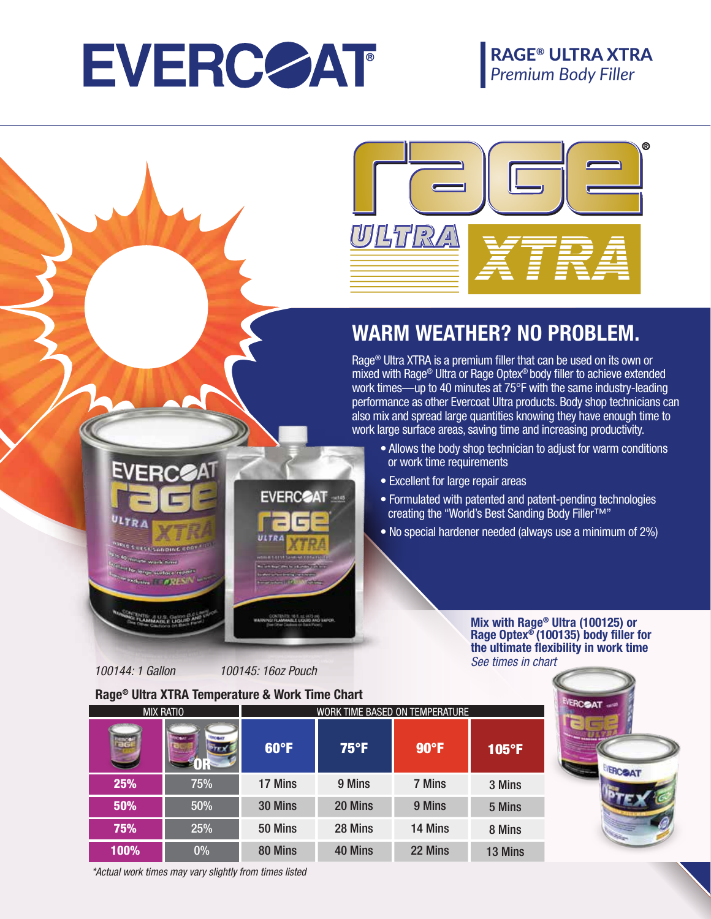# EVERCOAT

**RAGE® ULTRA XTRA**
*Premium Body Filler*

## WARM WEATHER? NO PROBLEM.

Rage® Ultra XTRA is a premium filler that can be used on its own or mixed with Rage® Ultra or Rage Optex® body filler to achieve extended work times—up to 40 minutes at 75°F with the same industry-leading performance as other Evercoat Ultra products. Body shop technicians can also mix and spread large quantities knowing they have enough time to work large surface areas, saving time and increasing productivity.

- Allows the body shop technician to adjust for warm conditions or work time requirements
- Excellent for large repair areas
- Formulated with patented and patent-pending technologies creating the "World's Best Sanding Body Filler™"
- No special hardener needed (always use a minimum of 2%)

*100144: 1 Gallon* *100145: 16oz Pouch*

**Mix with Rage® Ultra (100125) or Rage Optex® (100135) body filler for the ultimate flexibility in work time**
*See times in chart*

**Rage® Ultra XTRA Temperature & Work Time Chart**

| MIX RATIO | | WORK TIME BASED ON TEMPERATURE | | | |
|---|---|---|---|---|---|
| Rage Ultra XTRA | Rage Ultra OR Rage Optex | 60°F | 75°F | 90°F | 105°F |
| 25% | 75% | 17 Mins | 9 Mins | 7 Mins | 3 Mins |
| 50% | 50% | 30 Mins | 20 Mins | 9 Mins | 5 Mins |
| 75% | 25% | 50 Mins | 28 Mins | 14 Mins | 8 Mins |
| 100% | 0% | 80 Mins | 40 Mins | 22 Mins | 13 Mins |

*\*Actual work times may vary slightly from times listed*